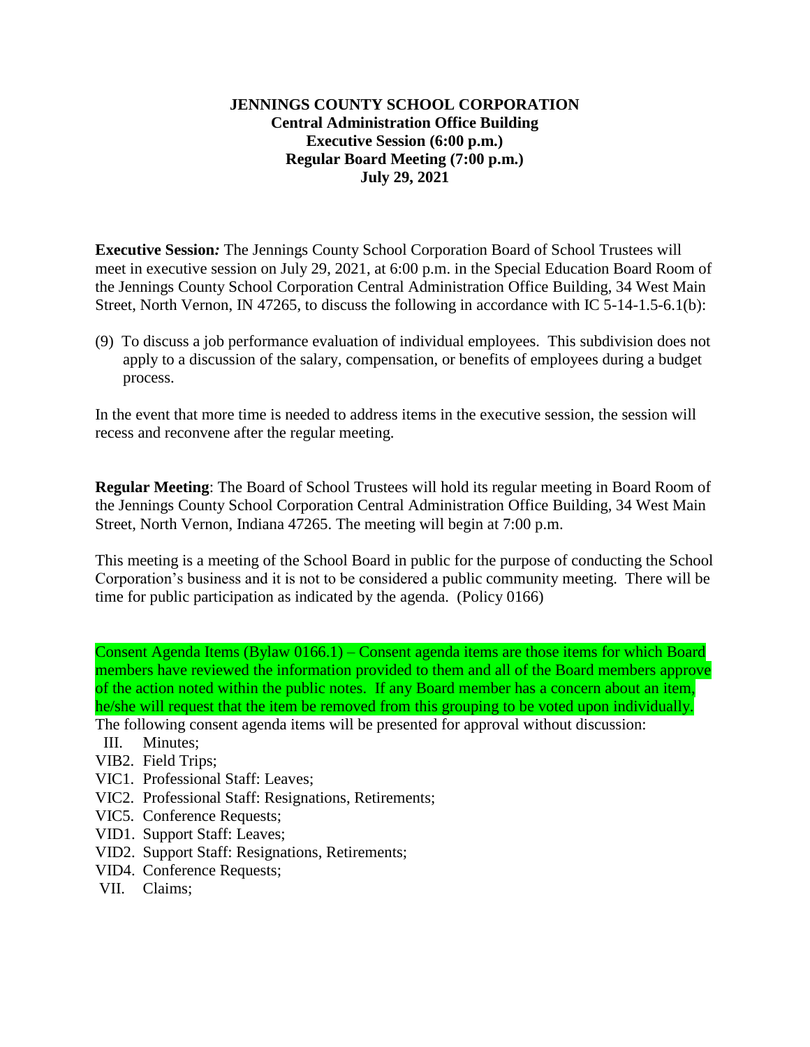**JENNINGS COUNTY SCHOOL CORPORATION**
**Central Administration Office Building**
**Executive Session (6:00 p.m.)**
**Regular Board Meeting (7:00 p.m.)**
**July 29, 2021**

**Executive Session***:* The Jennings County School Corporation Board of School Trustees will meet in executive session on July 29, 2021, at 6:00 p.m. in the Special Education Board Room of the Jennings County School Corporation Central Administration Office Building, 34 West Main Street, North Vernon, IN 47265, to discuss the following in accordance with IC 5-14-1.5-6.1(b):

(9) To discuss a job performance evaluation of individual employees. This subdivision does not apply to a discussion of the salary, compensation, or benefits of employees during a budget process.

In the event that more time is needed to address items in the executive session, the session will recess and reconvene after the regular meeting.

**Regular Meeting**: The Board of School Trustees will hold its regular meeting in Board Room of the Jennings County School Corporation Central Administration Office Building, 34 West Main Street, North Vernon, Indiana 47265. The meeting will begin at 7:00 p.m.

This meeting is a meeting of the School Board in public for the purpose of conducting the School Corporation's business and it is not to be considered a public community meeting. There will be time for public participation as indicated by the agenda. (Policy 0166)

Consent Agenda Items (Bylaw 0166.1) – Consent agenda items are those items for which Board members have reviewed the information provided to them and all of the Board members approve of the action noted within the public notes. If any Board member has a concern about an item, he/she will request that the item be removed from this grouping to be voted upon individually. The following consent agenda items will be presented for approval without discussion:

- III. Minutes;
- VIB2. Field Trips;
- VIC1. Professional Staff: Leaves;
- VIC2. Professional Staff: Resignations, Retirements;
- VIC5. Conference Requests;
- VID1. Support Staff: Leaves;
- VID2. Support Staff: Resignations, Retirements;
- VID4. Conference Requests;
- VII. Claims;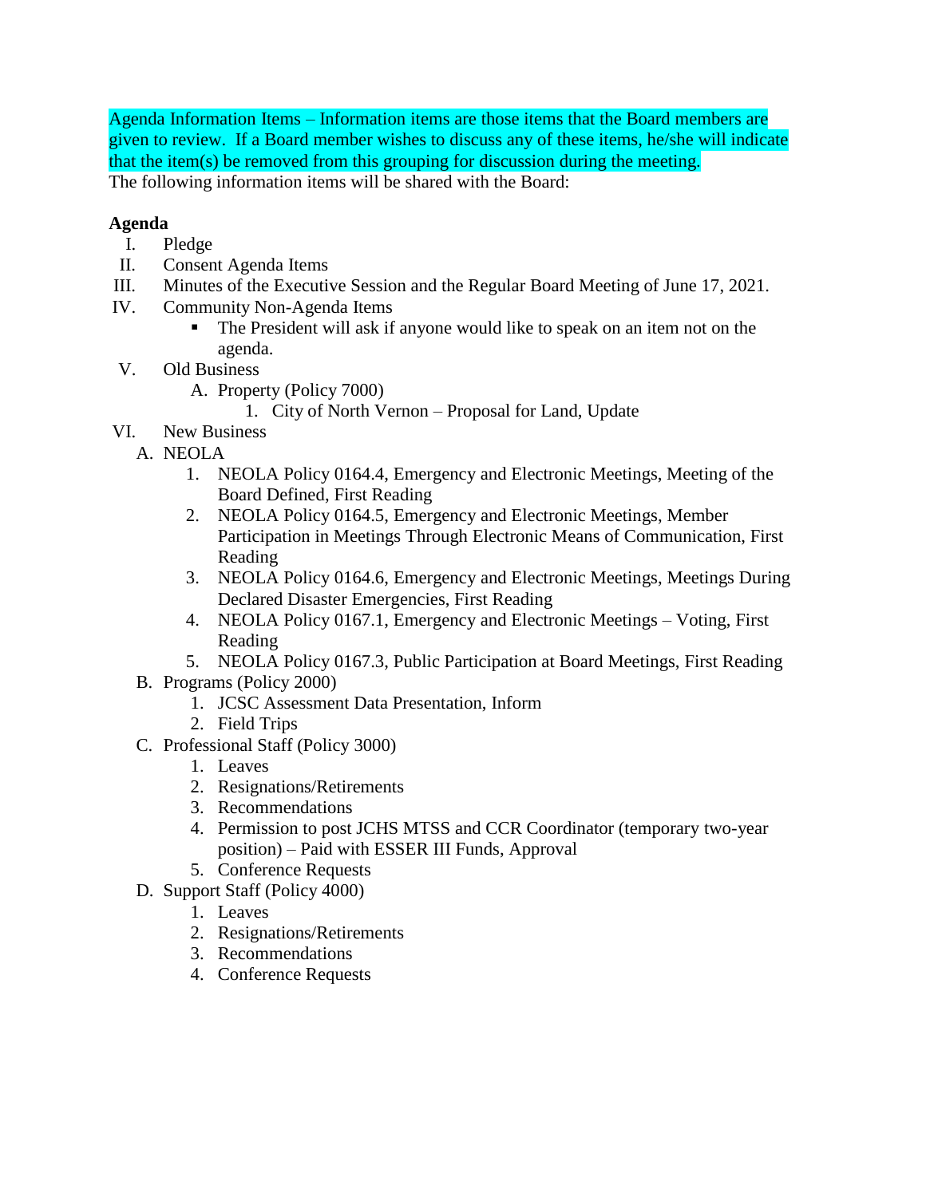Agenda Information Items – Information items are those items that the Board members are given to review. If a Board member wishes to discuss any of these items, he/she will indicate that the item(s) be removed from this grouping for discussion during the meeting.

The following information items will be shared with the Board:

**Agenda**

I. Pledge

II. Consent Agenda Items

III. Minutes of the Executive Session and the Regular Board Meeting of June 17, 2021.

IV. Community Non-Agenda Items

- The President will ask if anyone would like to speak on an item not on the agenda.

V. Old Business

   A. Property (Policy 7000)

      1. City of North Vernon – Proposal for Land, Update

VI. New Business

   A. NEOLA

      1. NEOLA Policy 0164.4, Emergency and Electronic Meetings, Meeting of the Board Defined, First Reading
      2. NEOLA Policy 0164.5, Emergency and Electronic Meetings, Member Participation in Meetings Through Electronic Means of Communication, First Reading
      3. NEOLA Policy 0164.6, Emergency and Electronic Meetings, Meetings During Declared Disaster Emergencies, First Reading
      4. NEOLA Policy 0167.1, Emergency and Electronic Meetings – Voting, First Reading
      5. NEOLA Policy 0167.3, Public Participation at Board Meetings, First Reading

   B. Programs (Policy 2000)

      1. JCSC Assessment Data Presentation, Inform
      2. Field Trips

   C. Professional Staff (Policy 3000)

      1. Leaves
      2. Resignations/Retirements
      3. Recommendations
      4. Permission to post JCHS MTSS and CCR Coordinator (temporary two-year position) – Paid with ESSER III Funds, Approval
      5. Conference Requests

   D. Support Staff (Policy 4000)

      1. Leaves
      2. Resignations/Retirements
      3. Recommendations
      4. Conference Requests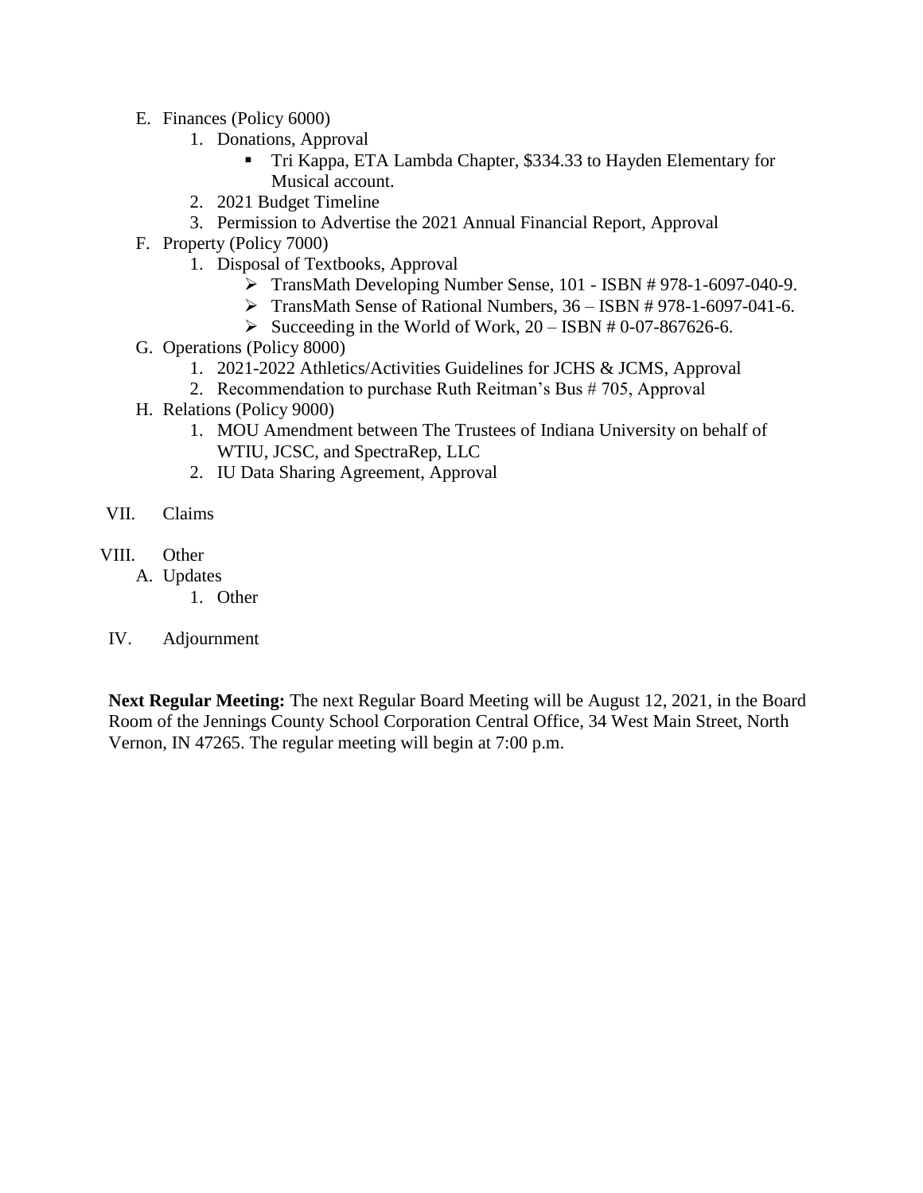E. Finances (Policy 6000)
   1. Donations, Approval
      - Tri Kappa, ETA Lambda Chapter, $334.33 to Hayden Elementary for Musical account.
   2. 2021 Budget Timeline
   3. Permission to Advertise the 2021 Annual Financial Report, Approval

F. Property (Policy 7000)
   1. Disposal of Textbooks, Approval
      - TransMath Developing Number Sense, 101 - ISBN # 978-1-6097-040-9.
      - TransMath Sense of Rational Numbers, 36 – ISBN # 978-1-6097-041-6.
      - Succeeding in the World of Work, 20 – ISBN # 0-07-867626-6.

G. Operations (Policy 8000)
   1. 2021-2022 Athletics/Activities Guidelines for JCHS & JCMS, Approval
   2. Recommendation to purchase Ruth Reitman's Bus # 705, Approval

H. Relations (Policy 9000)
   1. MOU Amendment between The Trustees of Indiana University on behalf of WTIU, JCSC, and SpectraRep, LLC
   2. IU Data Sharing Agreement, Approval

VII. Claims

VIII. Other

A. Updates
   1. Other

IV. Adjournment

**Next Regular Meeting:** The next Regular Board Meeting will be August 12, 2021, in the Board Room of the Jennings County School Corporation Central Office, 34 West Main Street, North Vernon, IN 47265. The regular meeting will begin at 7:00 p.m.